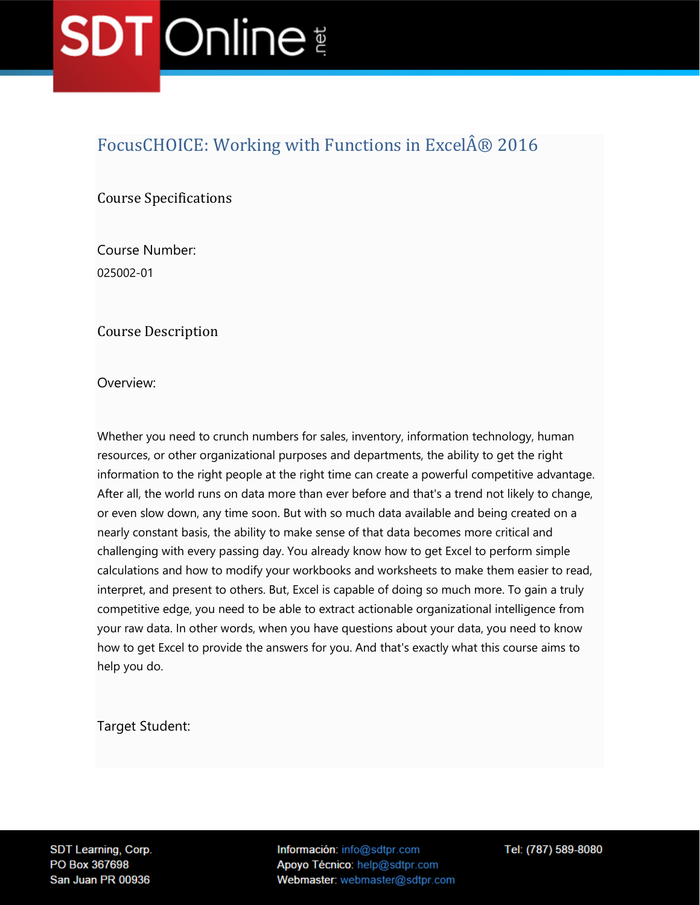# FocusCHOICE: Working with Functions in ExcelÂ® 2016

## Course Specifications

Course Number:

025002-01

## Course Description

Overview:

Whether you need to crunch numbers for sales, inventory, information technology, human resources, or other organizational purposes and departments, the ability to get the right information to the right people at the right time can create a powerful competitive advantage. After all, the world runs on data more than ever before and that's a trend not likely to change, or even slow down, any time soon. But with so much data available and being created on a nearly constant basis, the ability to make sense of that data becomes more critical and challenging with every passing day. You already know how to get Excel to perform simple calculations and how to modify your workbooks and worksheets to make them easier to read, interpret, and present to others. But, Excel is capable of doing so much more. To gain a truly competitive edge, you need to be able to extract actionable organizational intelligence from your raw data. In other words, when you have questions about your data, you need to know how to get Excel to provide the answers for you. And that's exactly what this course aims to help you do.

Target Student: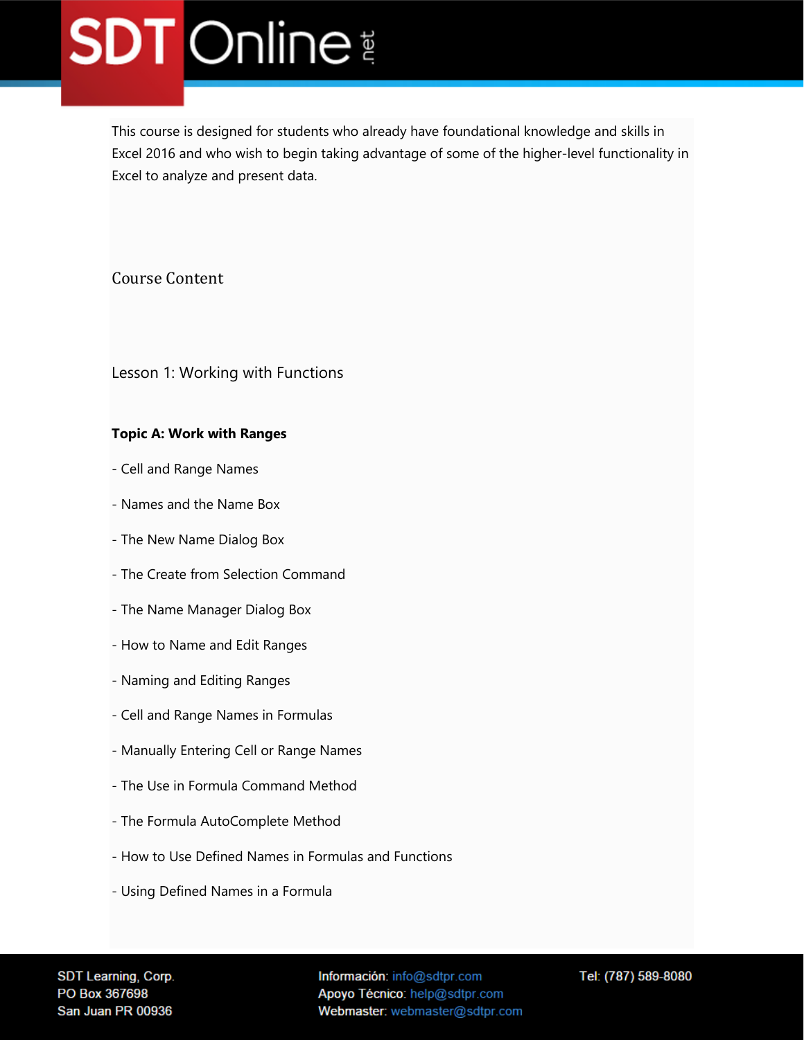This course is designed for students who already have foundational knowledge and skills in Excel 2016 and who wish to begin taking advantage of some of the higher-level functionality in Excel to analyze and present data.

## Course Content

### Lesson 1: Working with Functions

**Topic A: Work with Ranges**

- Cell and Range Names
- Names and the Name Box
- The New Name Dialog Box
- The Create from Selection Command
- The Name Manager Dialog Box
- How to Name and Edit Ranges
- Naming and Editing Ranges
- Cell and Range Names in Formulas
- Manually Entering Cell or Range Names
- The Use in Formula Command Method
- The Formula AutoComplete Method
- How to Use Defined Names in Formulas and Functions
- Using Defined Names in a Formula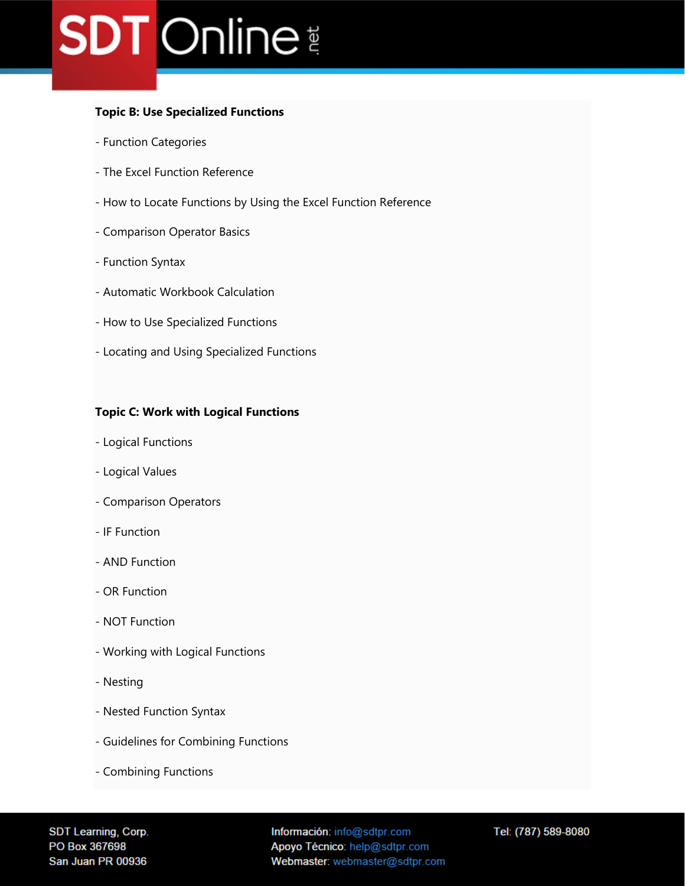**Topic B: Use Specialized Functions**

- Function Categories
- The Excel Function Reference
- How to Locate Functions by Using the Excel Function Reference
- Comparison Operator Basics
- Function Syntax
- Automatic Workbook Calculation
- How to Use Specialized Functions
- Locating and Using Specialized Functions

**Topic C: Work with Logical Functions**

- Logical Functions
- Logical Values
- Comparison Operators
- IF Function
- AND Function
- OR Function
- NOT Function
- Working with Logical Functions
- Nesting
- Nested Function Syntax
- Guidelines for Combining Functions
- Combining Functions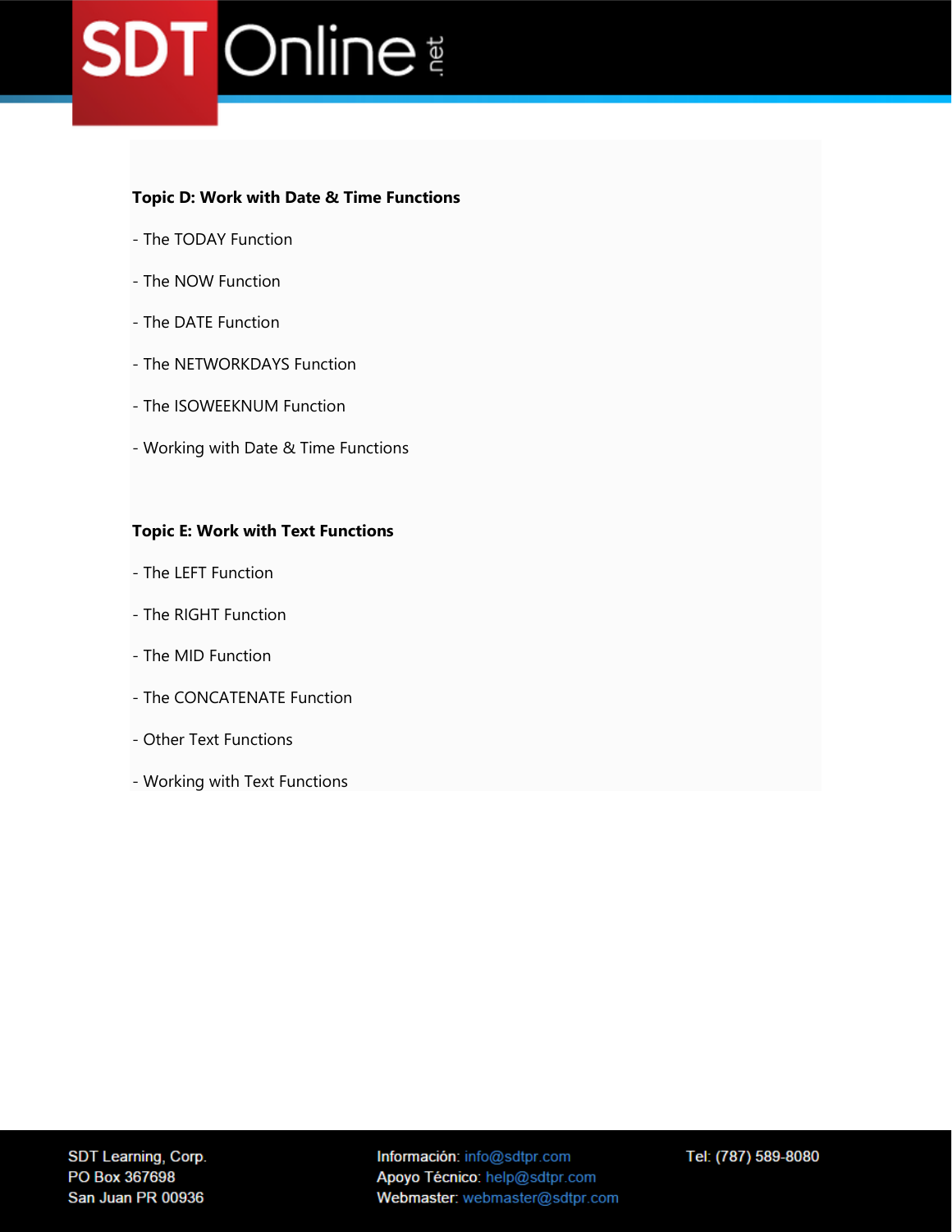**Topic D: Work with Date & Time Functions**

- The TODAY Function

- The NOW Function

- The DATE Function

- The NETWORKDAYS Function

- The ISOWEEKNUM Function

- Working with Date & Time Functions

**Topic E: Work with Text Functions**

- The LEFT Function

- The RIGHT Function

- The MID Function

- The CONCATENATE Function

- Other Text Functions

- Working with Text Functions